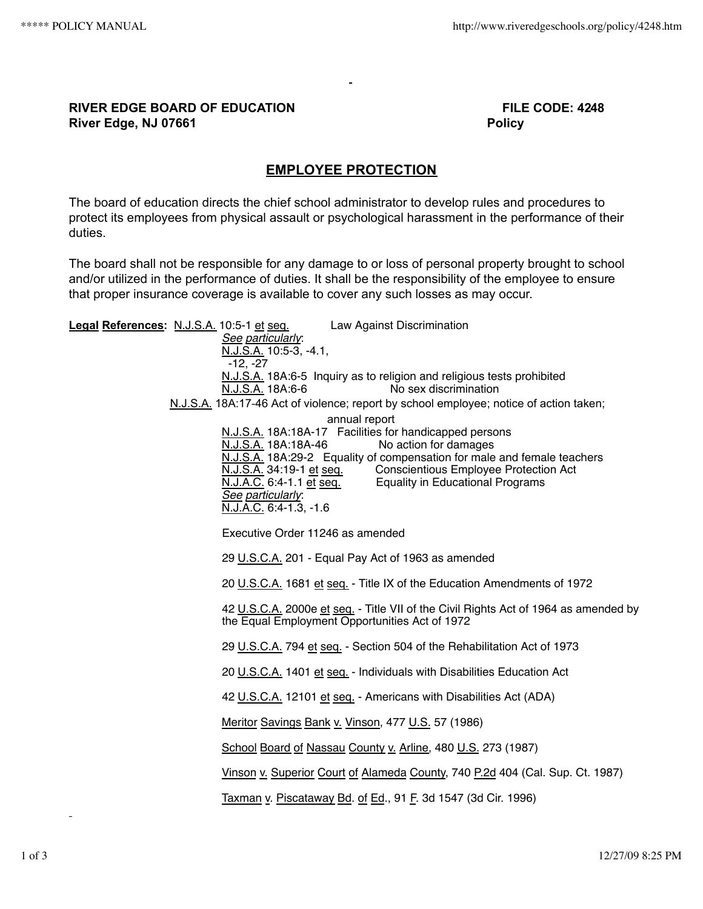**RIVER EDGE BOARD OF EDUCATION** **FILE CODE: 4248**
**River Edge, NJ 07661** **Policy**

## EMPLOYEE PROTECTION

The board of education directs the chief school administrator to develop rules and procedures to protect its employees from physical assault or psychological harassment in the performance of their duties.

The board shall not be responsible for any damage to or loss of personal property brought to school and/or utilized in the performance of duties. It shall be the responsibility of the employee to ensure that proper insurance coverage is available to cover any such losses as may occur.

**Legal References:** N.J.S.A. 10:5-1 et seq. Law Against Discrimination

*See particularly*:
N.J.S.A. 10:5-3, -4.1, -12, -27

N.J.S.A. 18A:6-5 Inquiry as to religion and religious tests prohibited

N.J.S.A. 18A:6-6 No sex discrimination

N.J.S.A. 18A:17-46 Act of violence; report by school employee; notice of action taken; annual report

N.J.S.A. 18A:18A-17 Facilities for handicapped persons

N.J.S.A. 18A:18A-46 No action for damages

N.J.S.A. 18A:29-2 Equality of compensation for male and female teachers

N.J.S.A. 34:19-1 et seq. Conscientious Employee Protection Act

N.J.A.C. 6:4-1.1 et seq. Equality in Educational Programs

*See particularly*:
N.J.A.C. 6:4-1.3, -1.6

Executive Order 11246 as amended

29 U.S.C.A. 201 - Equal Pay Act of 1963 as amended

20 U.S.C.A. 1681 et seq. - Title IX of the Education Amendments of 1972

42 U.S.C.A. 2000e et seq. - Title VII of the Civil Rights Act of 1964 as amended by the Equal Employment Opportunities Act of 1972

29 U.S.C.A. 794 et seq. - Section 504 of the Rehabilitation Act of 1973

20 U.S.C.A. 1401 et seq. - Individuals with Disabilities Education Act

42 U.S.C.A. 12101 et seq. - Americans with Disabilities Act (ADA)

Meritor Savings Bank v. Vinson, 477 U.S. 57 (1986)

School Board of Nassau County v. Arline, 480 U.S. 273 (1987)

Vinson v. Superior Court of Alameda County, 740 P.2d 404 (Cal. Sup. Ct. 1987)

Taxman v. Piscataway Bd. of Ed., 91 F. 3d 1547 (3d Cir. 1996)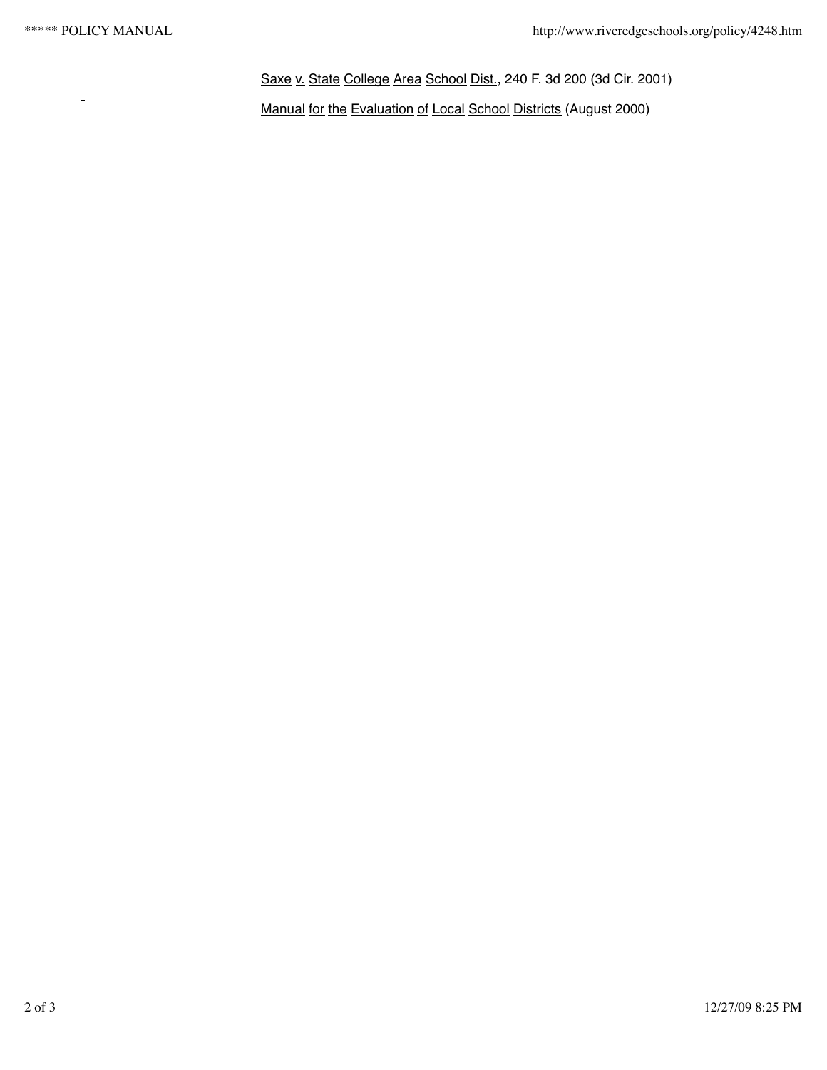Saxe v. State College Area School Dist., 240 F. 3d 200 (3d Cir. 2001)

Manual for the Evaluation of Local School Districts (August 2000)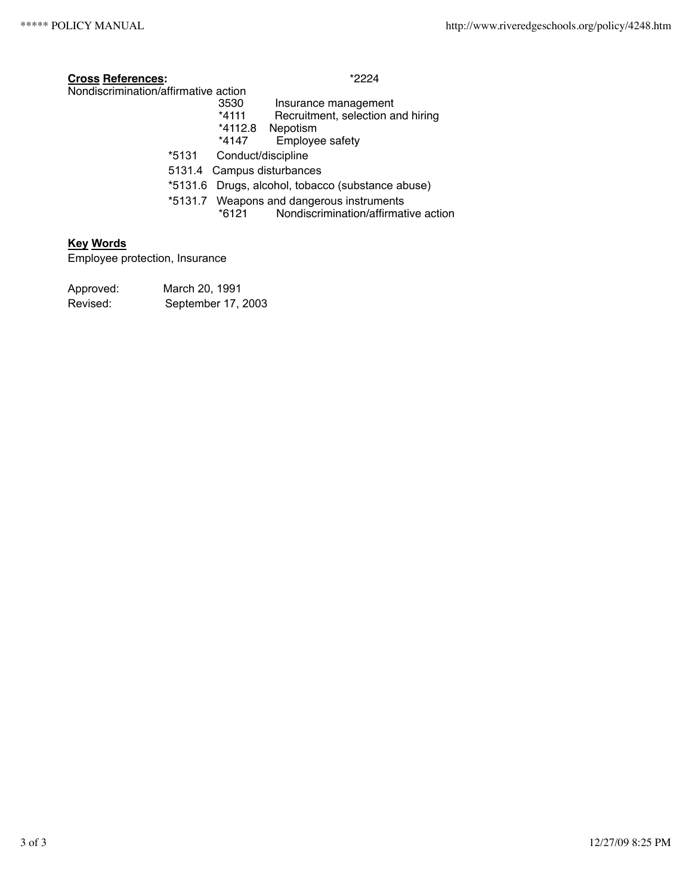**Cross References:**

*2224 Nondiscrimination/affirmative action
3530 Insurance management
*4111 Recruitment, selection and hiring
*4112.8 Nepotism
*4147 Employee safety
*5131 Conduct/discipline
5131.4 Campus disturbances
*5131.6 Drugs, alcohol, tobacco (substance abuse)
*5131.7 Weapons and dangerous instruments
*6121 Nondiscrimination/affirmative action

**Key Words**

Employee protection, Insurance

Approved: March 20, 1991
Revised: September 17, 2003